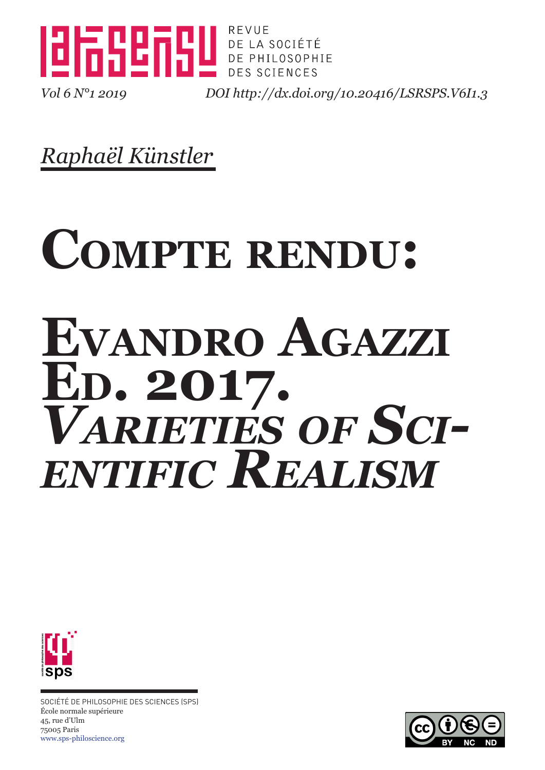REVUE
DE LA SOCIÉTÉ
DE PHILOSOPHIE
DES SCIENCES

*Vol 6 N°1 2019* *DOI http://dx.doi.org/10.20416/LSRSPS.V6I1.3*

*Raphaël Künstler*

# Compte rendu:

# Evandro Agazzi Ed. 2017. *Varieties of Scientific Realism*

SOCIÉTÉ DE PHILOSOPHIE DES SCIENCES (SPS)
École normale supérieure
45, rue d'Ulm
75005 Paris
www.sps-philoscience.org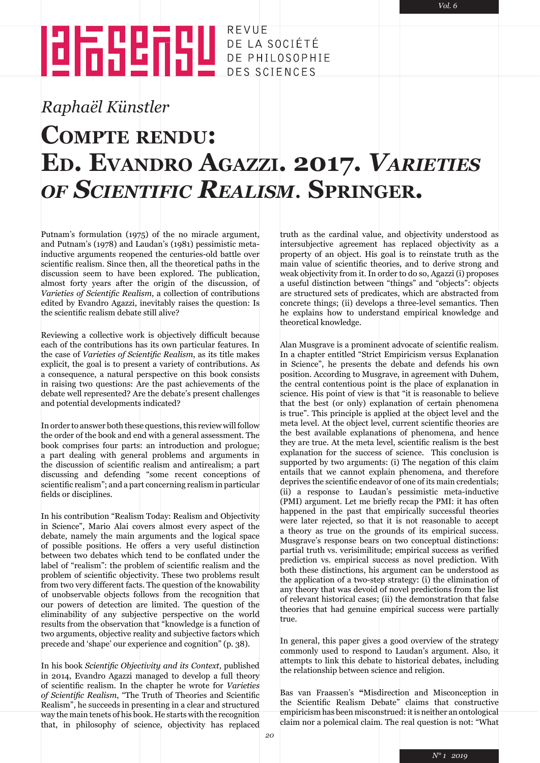*Raphaël Künstler*

# Compte rendu: Ed. Evandro Agazzi. 2017. *Varieties of Scientific Realism*. Springer.

Putnam's formulation (1975) of the no miracle argument, and Putnam's (1978) and Laudan's (1981) pessimistic meta-inductive arguments reopened the centuries-old battle over scientific realism. Since then, all the theoretical paths in the discussion seem to have been explored. The publication, almost forty years after the origin of the discussion, of *Varieties of Scientific Realism*, a collection of contributions edited by Evandro Agazzi, inevitably raises the question: Is the scientific realism debate still alive?

Reviewing a collective work is objectively difficult because each of the contributions has its own particular features. In the case of *Varieties of Scientific Realism*, as its title makes explicit, the goal is to present a variety of contributions. As a consequence, a natural perspective on this book consists in raising two questions: Are the past achievements of the debate well represented? Are the debate's present challenges and potential developments indicated?

In order to answer both these questions, this review will follow the order of the book and end with a general assessment. The book comprises four parts: an introduction and prologue; a part dealing with general problems and arguments in the discussion of scientific realism and antirealism; a part discussing and defending "some recent conceptions of scientific realism"; and a part concerning realism in particular fields or disciplines.

In his contribution "Realism Today: Realism and Objectivity in Science", Mario Alai covers almost every aspect of the debate, namely the main arguments and the logical space of possible positions. He offers a very useful distinction between two debates which tend to be conflated under the label of "realism": the problem of scientific realism and the problem of scientific objectivity. These two problems result from two very different facts. The question of the knowability of unobservable objects follows from the recognition that our powers of detection are limited. The question of the eliminability of any subjective perspective on the world results from the observation that "knowledge is a function of two arguments, objective reality and subjective factors which precede and 'shape' our experience and cognition" (p. 38).

In his book *Scientific Objectivity and its Context*, published in 2014, Evandro Agazzi managed to develop a full theory of scientific realism. In the chapter he wrote for *Varieties of Scientific Realism*, "The Truth of Theories and Scientific Realism", he succeeds in presenting in a clear and structured way the main tenets of his book. He starts with the recognition that, in philosophy of science, objectivity has replaced truth as the cardinal value, and objectivity understood as intersubjective agreement has replaced objectivity as a property of an object. His goal is to reinstate truth as the main value of scientific theories, and to derive strong and weak objectivity from it. In order to do so, Agazzi (i) proposes a useful distinction between "things" and "objects": objects are structured sets of predicates, which are abstracted from concrete things; (ii) develops a three-level semantics. Then he explains how to understand empirical knowledge and theoretical knowledge.

Alan Musgrave is a prominent advocate of scientific realism. In a chapter entitled "Strict Empiricism versus Explanation in Science", he presents the debate and defends his own position. According to Musgrave, in agreement with Duhem, the central contentious point is the place of explanation in science. His point of view is that "it is reasonable to believe that the best (or only) explanation of certain phenomena is true". This principle is applied at the object level and the meta level. At the object level, current scientific theories are the best available explanations of phenomena, and hence they are true. At the meta level, scientific realism is the best explanation for the success of science. This conclusion is supported by two arguments: (i) The negation of this claim entails that we cannot explain phenomena, and therefore deprives the scientific endeavor of one of its main credentials; (ii) a response to Laudan's pessimistic meta-inductive (PMI) argument. Let me briefly recap the PMI: it has often happened in the past that empirically successful theories were later rejected, so that it is not reasonable to accept a theory as true on the grounds of its empirical success. Musgrave's response bears on two conceptual distinctions: partial truth vs. verisimilitude; empirical success as verified prediction vs. empirical success as novel prediction. With both these distinctions, his argument can be understood as the application of a two-step strategy: (i) the elimination of any theory that was devoid of novel predictions from the list of relevant historical cases; (ii) the demonstration that false theories that had genuine empirical success were partially true.

In general, this paper gives a good overview of the strategy commonly used to respond to Laudan's argument. Also, it attempts to link this debate to historical debates, including the relationship between science and religion.

Bas van Fraassen's **"**Misdirection and Misconception in the Scientific Realism Debate" claims that constructive empiricism has been misconstrued: it is neither an ontological claim nor a polemical claim. The real question is not: "What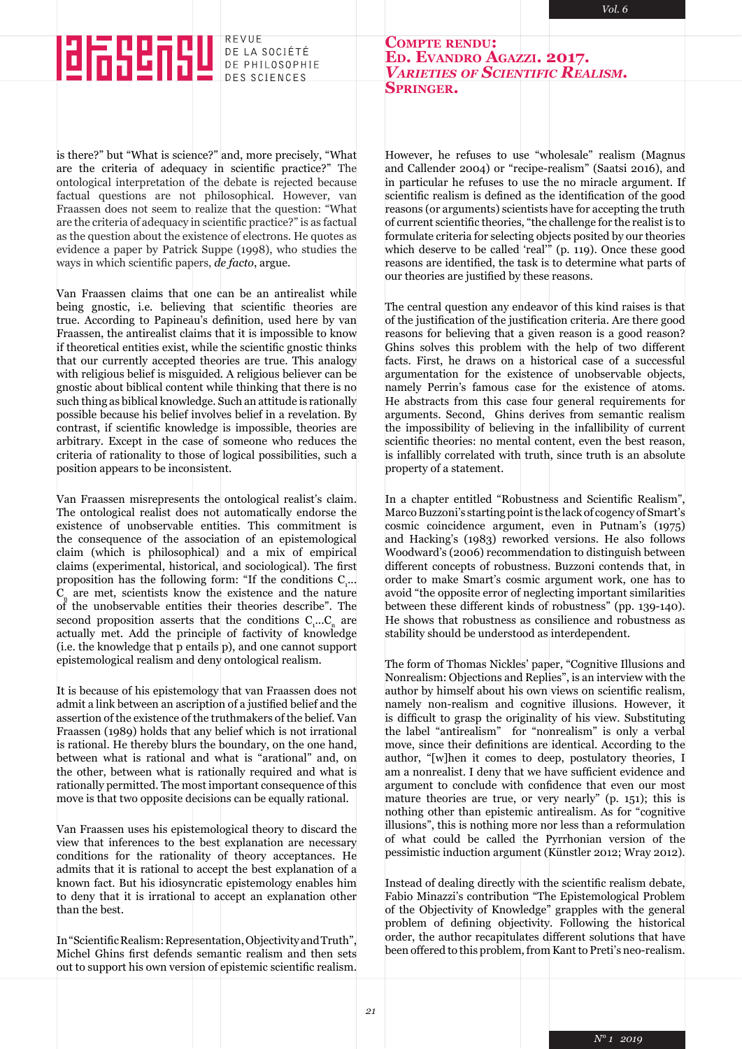is there?" but "What is science?" and, more precisely, "What are the criteria of adequacy in scientific practice?" The ontological interpretation of the debate is rejected because factual questions are not philosophical. However, van Fraassen does not seem to realize that the question: "What are the criteria of adequacy in scientific practice?" is as factual as the question about the existence of electrons. He quotes as evidence a paper by Patrick Suppe (1998), who studies the ways in which scientific papers, *de facto*, argue.

Van Fraassen claims that one can be an antirealist while being gnostic, i.e. believing that scientific theories are true. According to Papineau's definition, used here by van Fraassen, the antirealist claims that it is impossible to know if theoretical entities exist, while the scientific gnostic thinks that our currently accepted theories are true. This analogy with religious belief is misguided. A religious believer can be gnostic about biblical content while thinking that there is no such thing as biblical knowledge. Such an attitude is rationally possible because his belief involves belief in a revelation. By contrast, if scientific knowledge is impossible, theories are arbitrary. Except in the case of someone who reduces the criteria of rationality to those of logical possibilities, such a position appears to be inconsistent.

Van Fraassen misrepresents the ontological realist's claim. The ontological realist does not automatically endorse the existence of unobservable entities. This commitment is the consequence of the association of an epistemological claim (which is philosophical) and a mix of empirical claims (experimental, historical, and sociological). The first proposition has the following form: "If the conditions $C_1$… $C_n$ are met, scientists know the existence and the nature of the unobservable entities their theories describe". The second proposition asserts that the conditions $C_1$…$C_n$ are actually met. Add the principle of factivity of knowledge (i.e. the knowledge that p entails p), and one cannot support epistemological realism and deny ontological realism.

It is because of his epistemology that van Fraassen does not admit a link between an ascription of a justified belief and the assertion of the existence of the truthmakers of the belief. Van Fraassen (1989) holds that any belief which is not irrational is rational. He thereby blurs the boundary, on the one hand, between what is rational and what is "arational" and, on the other, between what is rationally required and what is rationally permitted. The most important consequence of this move is that two opposite decisions can be equally rational.

Van Fraassen uses his epistemological theory to discard the view that inferences to the best explanation are necessary conditions for the rationality of theory acceptances. He admits that it is rational to accept the best explanation of a known fact. But his idiosyncratic epistemology enables him to deny that it is irrational to accept an explanation other than the best.

In "Scientific Realism: Representation, Objectivity and Truth", Michel Ghins first defends semantic realism and then sets out to support his own version of epistemic scientific realism. However, he refuses to use "wholesale" realism (Magnus and Callender 2004) or "recipe-realism" (Saatsi 2016), and in particular he refuses to use the no miracle argument. If scientific realism is defined as the identification of the good reasons (or arguments) scientists have for accepting the truth of current scientific theories, "the challenge for the realist is to formulate criteria for selecting objects posited by our theories which deserve to be called 'real'" (p. 119). Once these good reasons are identified, the task is to determine what parts of our theories are justified by these reasons.

The central question any endeavor of this kind raises is that of the justification of the justification criteria. Are there good reasons for believing that a given reason is a good reason? Ghins solves this problem with the help of two different facts. First, he draws on a historical case of a successful argumentation for the existence of unobservable objects, namely Perrin's famous case for the existence of atoms. He abstracts from this case four general requirements for arguments. Second, Ghins derives from semantic realism the impossibility of believing in the infallibility of current scientific theories: no mental content, even the best reason, is infallibly correlated with truth, since truth is an absolute property of a statement.

In a chapter entitled "Robustness and Scientific Realism", Marco Buzzoni's starting point is the lack of cogency of Smart's cosmic coincidence argument, even in Putnam's (1975) and Hacking's (1983) reworked versions. He also follows Woodward's (2006) recommendation to distinguish between different concepts of robustness. Buzzoni contends that, in order to make Smart's cosmic argument work, one has to avoid "the opposite error of neglecting important similarities between these different kinds of robustness" (pp. 139-140). He shows that robustness as consilience and robustness as stability should be understood as interdependent.

The form of Thomas Nickles' paper, "Cognitive Illusions and Nonrealism: Objections and Replies", is an interview with the author by himself about his own views on scientific realism, namely non-realism and cognitive illusions. However, it is difficult to grasp the originality of his view. Substituting the label "antirealism" for "nonrealism" is only a verbal move, since their definitions are identical. According to the author, "[w]hen it comes to deep, postulatory theories, I am a nonrealist. I deny that we have sufficient evidence and argument to conclude with confidence that even our most mature theories are true, or very nearly" (p. 151); this is nothing other than epistemic antirealism. As for "cognitive illusions", this is nothing more nor less than a reformulation of what could be called the Pyrrhonian version of the pessimistic induction argument (Künstler 2012; Wray 2012).

Instead of dealing directly with the scientific realism debate, Fabio Minazzi's contribution "The Epistemological Problem of the Objectivity of Knowledge" grapples with the general problem of defining objectivity. Following the historical order, the author recapitulates different solutions that have been offered to this problem, from Kant to Preti's neo-realism.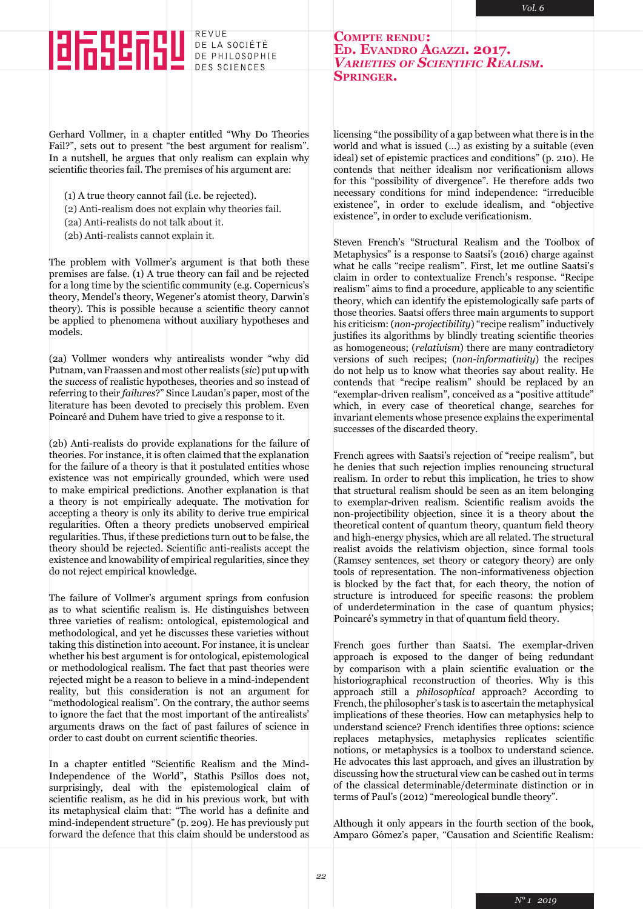Gerhard Vollmer, in a chapter entitled "Why Do Theories Fail?", sets out to present "the best argument for realism". In a nutshell, he argues that only realism can explain why scientific theories fail. The premises of his argument are:

(1) A true theory cannot fail (i.e. be rejected).
(2) Anti-realism does not explain why theories fail.
(2a) Anti-realists do not talk about it.
(2b) Anti-realists cannot explain it.

The problem with Vollmer's argument is that both these premises are false. (1) A true theory can fail and be rejected for a long time by the scientific community (e.g. Copernicus's theory, Mendel's theory, Wegener's atomist theory, Darwin's theory). This is possible because a scientific theory cannot be applied to phenomena without auxiliary hypotheses and models.

(2a) Vollmer wonders why antirealists wonder "why did Putnam, van Fraassen and most other realists (*sic*) put up with the *success* of realistic hypotheses, theories and so instead of referring to their *failures*?" Since Laudan's paper, most of the literature has been devoted to precisely this problem. Even Poincaré and Duhem have tried to give a response to it.

(2b) Anti-realists do provide explanations for the failure of theories. For instance, it is often claimed that the explanation for the failure of a theory is that it postulated entities whose existence was not empirically grounded, which were used to make empirical predictions. Another explanation is that a theory is not empirically adequate. The motivation for accepting a theory is only its ability to derive true empirical regularities. Often a theory predicts unobserved empirical regularities. Thus, if these predictions turn out to be false, the theory should be rejected. Scientific anti-realists accept the existence and knowability of empirical regularities, since they do not reject empirical knowledge.

The failure of Vollmer's argument springs from confusion as to what scientific realism is. He distinguishes between three varieties of realism: ontological, epistemological and methodological, and yet he discusses these varieties without taking this distinction into account. For instance, it is unclear whether his best argument is for ontological, epistemological or methodological realism. The fact that past theories were rejected might be a reason to believe in a mind-independent reality, but this consideration is not an argument for "methodological realism". On the contrary, the author seems to ignore the fact that the most important of the antirealists' arguments draws on the fact of past failures of science in order to cast doubt on current scientific theories.

In a chapter entitled "Scientific Realism and the Mind-Independence of the World", Stathis Psillos does not, surprisingly, deal with the epistemological claim of scientific realism, as he did in his previous work, but with its metaphysical claim that: "The world has a definite and mind-independent structure" (p. 209). He has previously put forward the defence that this claim should be understood as licensing "the possibility of a gap between what there is in the world and what is issued (…) as existing by a suitable (even ideal) set of epistemic practices and conditions" (p. 210). He contends that neither idealism nor verificationism allows for this "possibility of divergence". He therefore adds two necessary conditions for mind independence: "irreducible existence", in order to exclude idealism, and "objective existence", in order to exclude verificationism.

Steven French's "Structural Realism and the Toolbox of Metaphysics" is a response to Saatsi's (2016) charge against what he calls "recipe realism". First, let me outline Saatsi's claim in order to contextualize French's response. "Recipe realism" aims to find a procedure, applicable to any scientific theory, which can identify the epistemologically safe parts of those theories. Saatsi offers three main arguments to support his criticism: (*non-projectibility*) "recipe realism" inductively justifies its algorithms by blindly treating scientific theories as homogeneous; (*relativism*) there are many contradictory versions of such recipes; (*non-informativity*) the recipes do not help us to know what theories say about reality. He contends that "recipe realism" should be replaced by an "exemplar-driven realism", conceived as a "positive attitude" which, in every case of theoretical change, searches for invariant elements whose presence explains the experimental successes of the discarded theory.

French agrees with Saatsi's rejection of "recipe realism", but he denies that such rejection implies renouncing structural realism. In order to rebut this implication, he tries to show that structural realism should be seen as an item belonging to exemplar-driven realism. Scientific realism avoids the non-projectability objection, since it is a theory about the theoretical content of quantum theory, quantum field theory and high-energy physics, which are all related. The structural realist avoids the relativism objection, since formal tools (Ramsey sentences, set theory or category theory) are only tools of representation. The non-informativeness objection is blocked by the fact that, for each theory, the notion of structure is introduced for specific reasons: the problem of underdetermination in the case of quantum physics; Poincaré's symmetry in that of quantum field theory.

French goes further than Saatsi. The exemplar-driven approach is exposed to the danger of being redundant by comparison with a plain scientific evaluation or the historiographical reconstruction of theories. Why is this approach still a *philosophical* approach? According to French, the philosopher's task is to ascertain the metaphysical implications of these theories. How can metaphysics help to understand science? French identifies three options: science replaces metaphysics, metaphysics replicates scientific notions, or metaphysics is a toolbox to understand science. He advocates this last approach, and gives an illustration by discussing how the structural view can be cashed out in terms of the classical determinable/determinate distinction or in terms of Paul's (2012) "mereological bundle theory".

Although it only appears in the fourth section of the book, Amparo Gómez's paper, "Causation and Scientific Realism: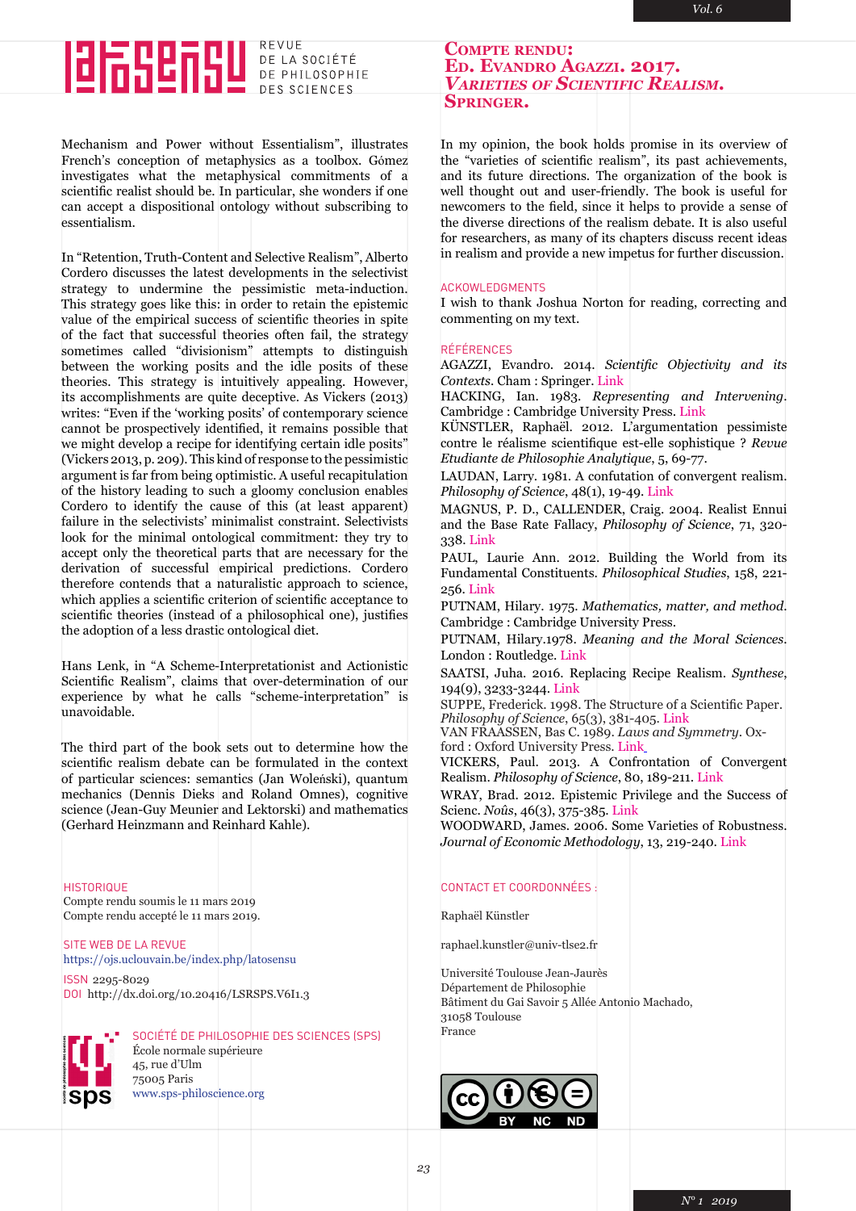Mechanism and Power without Essentialism", illustrates French's conception of metaphysics as a toolbox. Gómez investigates what the metaphysical commitments of a scientific realist should be. In particular, she wonders if one can accept a dispositional ontology without subscribing to essentialism.

In "Retention, Truth-Content and Selective Realism", Alberto Cordero discusses the latest developments in the selectivist strategy to undermine the pessimistic meta-induction. This strategy goes like this: in order to retain the epistemic value of the empirical success of scientific theories in spite of the fact that successful theories often fail, the strategy sometimes called "divisionism" attempts to distinguish between the working posits and the idle posits of these theories. This strategy is intuitively appealing. However, its accomplishments are quite deceptive. As Vickers (2013) writes: "Even if the 'working posits' of contemporary science cannot be prospectively identified, it remains possible that we might develop a recipe for identifying certain idle posits" (Vickers 2013, p. 209). This kind of response to the pessimistic argument is far from being optimistic. A useful recapitulation of the history leading to such a gloomy conclusion enables Cordero to identify the cause of this (at least apparent) failure in the selectivists' minimalist constraint. Selectivists look for the minimal ontological commitment: they try to accept only the theoretical parts that are necessary for the derivation of successful empirical predictions. Cordero therefore contends that a naturalistic approach to science, which applies a scientific criterion of scientific acceptance to scientific theories (instead of a philosophical one), justifies the adoption of a less drastic ontological diet.

Hans Lenk, in "A Scheme-Interpretationist and Actionistic Scientific Realism", claims that over-determination of our experience by what he calls "scheme-interpretation" is unavoidable.

The third part of the book sets out to determine how the scientific realism debate can be formulated in the context of particular sciences: semantics (Jan Woleński), quantum mechanics (Dennis Dieks and Roland Omnes), cognitive science (Jean-Guy Meunier and Lektorski) and mathematics (Gerhard Heinzmann and Reinhard Kahle).

In my opinion, the book holds promise in its overview of the "varieties of scientific realism", its past achievements, and its future directions. The organization of the book is well thought out and user-friendly. The book is useful for newcomers to the field, since it helps to provide a sense of the diverse directions of the realism debate. It is also useful for researchers, as many of its chapters discuss recent ideas in realism and provide a new impetus for further discussion.

## ACKOWLEDGMENTS

I wish to thank Joshua Norton for reading, correcting and commenting on my text.

## RÉFÉRENCES

AGAZZI, Evandro. 2014. *Scientific Objectivity and its Contexts*. Cham : Springer. Link

HACKING, Ian. 1983. *Representing and Intervening*. Cambridge : Cambridge University Press. Link

KÜNSTLER, Raphaël. 2012. L'argumentation pessimiste contre le réalisme scientifique est-elle sophistique ? *Revue Etudiante de Philosophie Analytique*, 5, 69-77.

LAUDAN, Larry. 1981. A confutation of convergent realism. *Philosophy of Science*, 48(1), 19-49. Link

MAGNUS, P. D., CALLENDER, Craig. 2004. Realist Ennui and the Base Rate Fallacy, *Philosophy of Science*, 71, 320-338. Link

PAUL, Laurie Ann. 2012. Building the World from its Fundamental Constituents. *Philosophical Studies*, 158, 221-256. Link

PUTNAM, Hilary. 1975. *Mathematics, matter, and method*. Cambridge : Cambridge University Press.

PUTNAM, Hilary.1978. *Meaning and the Moral Sciences*. London : Routledge. Link

SAATSI, Juha. 2016. Replacing Recipe Realism. *Synthese*, 194(9), 3233-3244. Link

SUPPE, Frederick. 1998. The Structure of a Scientific Paper. *Philosophy of Science*, 65(3), 381-405. Link

VAN FRAASSEN, Bas C. 1989. *Laws and Symmetry*. Oxford : Oxford University Press. Link

VICKERS, Paul. 2013. A Confrontation of Convergent Realism. *Philosophy of Science*, 80, 189-211. Link

WRAY, Brad. 2012. Epistemic Privilege and the Success of Scienc. *Noûs*, 46(3), 375-385. Link

WOODWARD, James. 2006. Some Varieties of Robustness. *Journal of Economic Methodology*, 13, 219-240. Link

## HISTORIQUE

Compte rendu soumis le 11 mars 2019
Compte rendu accepté le 11 mars 2019.

## SITE WEB DE LA REVUE

https://ojs.uclouvain.be/index.php/latosensu

ISSN 2295-8029
DOI http://dx.doi.org/10.20416/LSRSPS.V6I1.3

## SOCIÉTÉ DE PHILOSOPHIE DES SCIENCES (SPS)

École normale supérieure
45, rue d'Ulm
75005 Paris
www.sps-philoscience.org

## CONTACT ET COORDONNÉES :

Raphaël Künstler

raphael.kunstler@univ-tlse2.fr

Université Toulouse Jean-Jaurès
Département de Philosophie
Bâtiment du Gai Savoir 5 Allée Antonio Machado,
31058 Toulouse
France